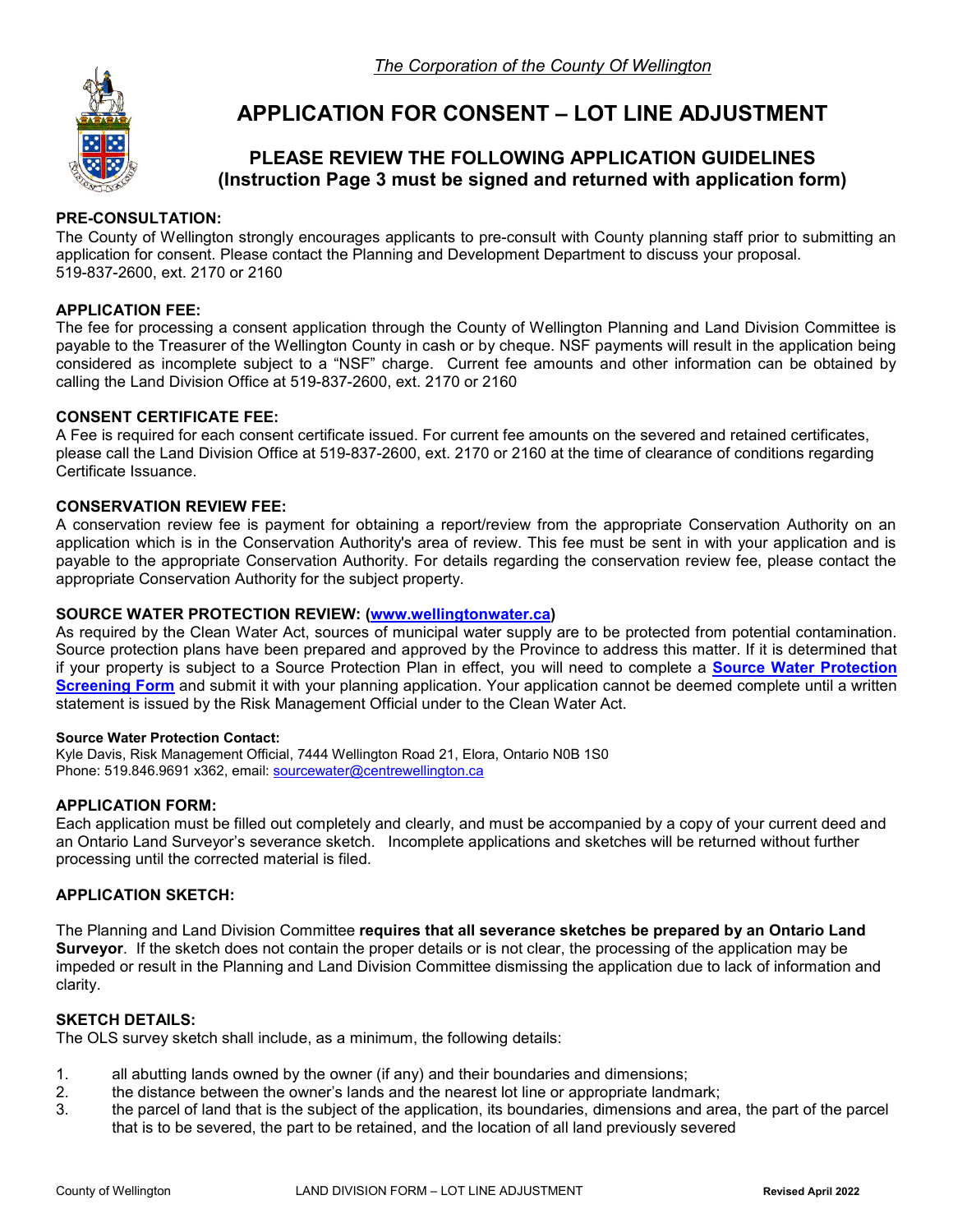*The Corporation of the County Of Wellington*

# APPLICATION FOR CONSENT – LOT LINE ADJUSTMENT

## PLEASE REVIEW THE FOLLOWING APPLICATION GUIDELINES (Instruction Page 3 must be signed and returned with application form)

**PRE-CONSULTATION:**
The County of Wellington strongly encourages applicants to pre-consult with County planning staff prior to submitting an application for consent. Please contact the Planning and Development Department to discuss your proposal. 519-837-2600, ext. 2170 or 2160

**APPLICATION FEE:**
The fee for processing a consent application through the County of Wellington Planning and Land Division Committee is payable to the Treasurer of the Wellington County in cash or by cheque. NSF payments will result in the application being considered as incomplete subject to a "NSF" charge. Current fee amounts and other information can be obtained by calling the Land Division Office at 519-837-2600, ext. 2170 or 2160

**CONSENT CERTIFICATE FEE:**
A Fee is required for each consent certificate issued. For current fee amounts on the severed and retained certificates, please call the Land Division Office at 519-837-2600, ext. 2170 or 2160 at the time of clearance of conditions regarding Certificate Issuance.

**CONSERVATION REVIEW FEE:**
A conservation review fee is payment for obtaining a report/review from the appropriate Conservation Authority on an application which is in the Conservation Authority's area of review. This fee must be sent in with your application and is payable to the appropriate Conservation Authority. For details regarding the conservation review fee, please contact the appropriate Conservation Authority for the subject property.

**SOURCE WATER PROTECTION REVIEW: (www.wellingtonwater.ca)**
As required by the Clean Water Act, sources of municipal water supply are to be protected from potential contamination. Source protection plans have been prepared and approved by the Province to address this matter. If it is determined that if your property is subject to a Source Protection Plan in effect, you will need to complete a **Source Water Protection Screening Form** and submit it with your planning application. Your application cannot be deemed complete until a written statement is issued by the Risk Management Official under to the Clean Water Act.

**Source Water Protection Contact:**
Kyle Davis, Risk Management Official, 7444 Wellington Road 21, Elora, Ontario N0B 1S0
Phone: 519.846.9691 x362, email: sourcewater@centrewellington.ca

**APPLICATION FORM:**
Each application must be filled out completely and clearly, and must be accompanied by a copy of your current deed and an Ontario Land Surveyor's severance sketch. Incomplete applications and sketches will be returned without further processing until the corrected material is filed.

**APPLICATION SKETCH:**

The Planning and Land Division Committee **requires that all severance sketches be prepared by an Ontario Land Surveyor**. If the sketch does not contain the proper details or is not clear, the processing of the application may be impeded or result in the Planning and Land Division Committee dismissing the application due to lack of information and clarity.

**SKETCH DETAILS:**
The OLS survey sketch shall include, as a minimum, the following details:

1. all abutting lands owned by the owner (if any) and their boundaries and dimensions;
2. the distance between the owner's lands and the nearest lot line or appropriate landmark;
3. the parcel of land that is the subject of the application, its boundaries, dimensions and area, the part of the parcel that is to be severed, the part to be retained, and the location of all land previously severed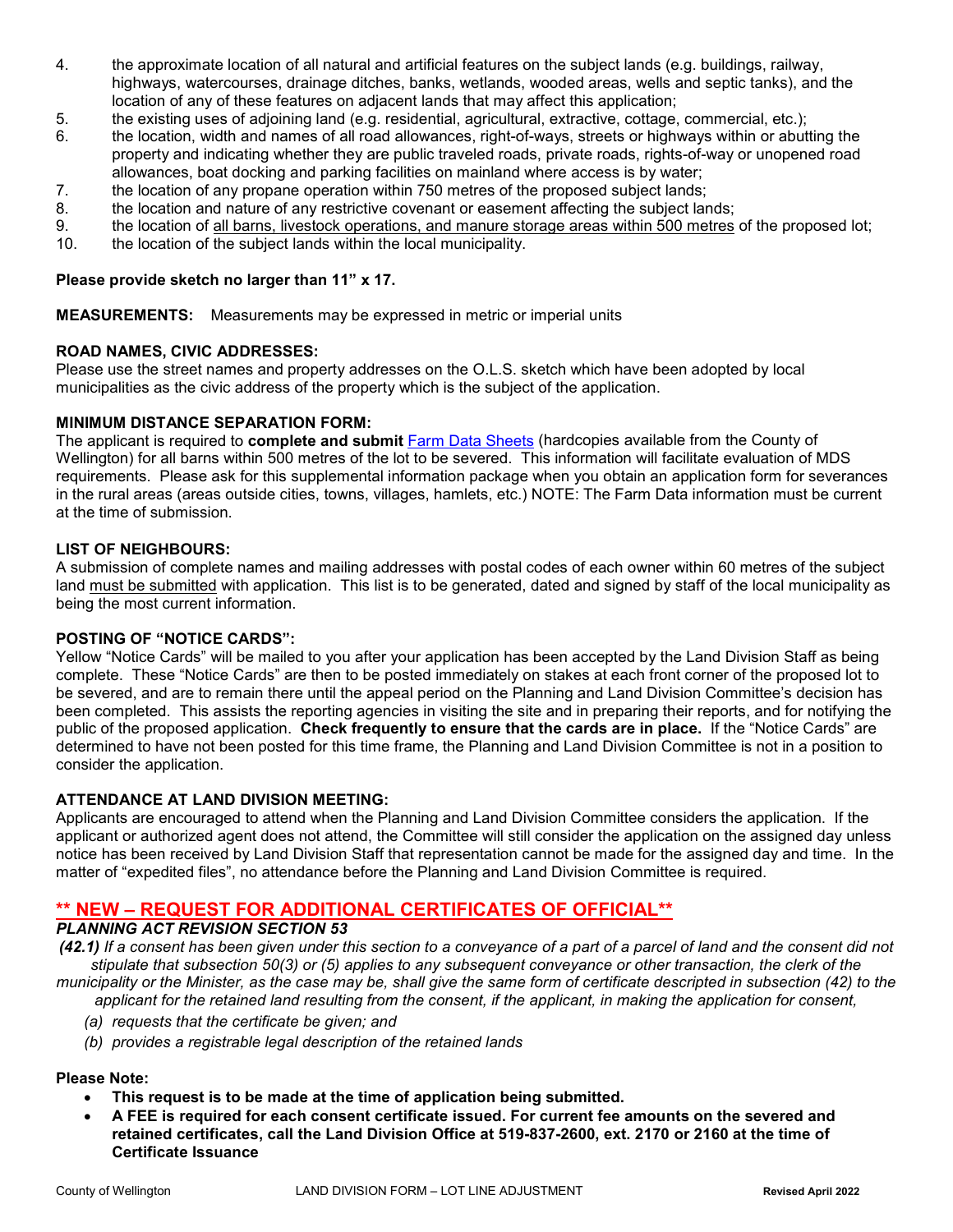4. the approximate location of all natural and artificial features on the subject lands (e.g. buildings, railway, highways, watercourses, drainage ditches, banks, wetlands, wooded areas, wells and septic tanks), and the location of any of these features on adjacent lands that may affect this application;
5. the existing uses of adjoining land (e.g. residential, agricultural, extractive, cottage, commercial, etc.);
6. the location, width and names of all road allowances, right-of-ways, streets or highways within or abutting the property and indicating whether they are public traveled roads, private roads, rights-of-way or unopened road allowances, boat docking and parking facilities on mainland where access is by water;
7. the location of any propane operation within 750 metres of the proposed subject lands;
8. the location and nature of any restrictive covenant or easement affecting the subject lands;
9. the location of <u>all barns, livestock operations, and manure storage areas within 500 metres</u> of the proposed lot;
10. the location of the subject lands within the local municipality.

**Please provide sketch no larger than 11" x 17.**

**MEASUREMENTS:** Measurements may be expressed in metric or imperial units

**ROAD NAMES, CIVIC ADDRESSES:**
Please use the street names and property addresses on the O.L.S. sketch which have been adopted by local municipalities as the civic address of the property which is the subject of the application.

**MINIMUM DISTANCE SEPARATION FORM:**
The applicant is required to **complete and submit** Farm Data Sheets (hardcopies available from the County of Wellington) for all barns within 500 metres of the lot to be severed. This information will facilitate evaluation of MDS requirements. Please ask for this supplemental information package when you obtain an application form for severances in the rural areas (areas outside cities, towns, villages, hamlets, etc.) NOTE: The Farm Data information must be current at the time of submission.

**LIST OF NEIGHBOURS:**
A submission of complete names and mailing addresses with postal codes of each owner within 60 metres of the subject land <u>must be submitted</u> with application. This list is to be generated, dated and signed by staff of the local municipality as being the most current information.

**POSTING OF "NOTICE CARDS":**
Yellow "Notice Cards" will be mailed to you after your application has been accepted by the Land Division Staff as being complete. These "Notice Cards" are then to be posted immediately on stakes at each front corner of the proposed lot to be severed, and are to remain there until the appeal period on the Planning and Land Division Committee's decision has been completed. This assists the reporting agencies in visiting the site and in preparing their reports, and for notifying the public of the proposed application. **Check frequently to ensure that the cards are in place.** If the "Notice Cards" are determined to have not been posted for this time frame, the Planning and Land Division Committee is not in a position to consider the application.

**ATTENDANCE AT LAND DIVISION MEETING:**
Applicants are encouraged to attend when the Planning and Land Division Committee considers the application. If the applicant or authorized agent does not attend, the Committee will still consider the application on the assigned day unless notice has been received by Land Division Staff that representation cannot be made for the assigned day and time. In the matter of "expedited files", no attendance before the Planning and Land Division Committee is required.

## ** NEW – REQUEST FOR ADDITIONAL CERTIFICATES OF OFFICIAL**

***PLANNING ACT REVISION SECTION 53***

***(42.1)*** *If a consent has been given under this section to a conveyance of a part of a parcel of land and the consent did not stipulate that subsection 50(3) or (5) applies to any subsequent conveyance or other transaction, the clerk of the municipality or the Minister, as the case may be, shall give the same form of certificate descripted in subsection (42) to the applicant for the retained land resulting from the consent, if the applicant, in making the application for consent,*

*(a) requests that the certificate be given; and*

*(b) provides a registrable legal description of the retained lands*

**Please Note:**

- **This request is to be made at the time of application being submitted.**
- **A FEE is required for each consent certificate issued. For current fee amounts on the severed and retained certificates, call the Land Division Office at 519-837-2600, ext. 2170 or 2160 at the time of Certificate Issuance**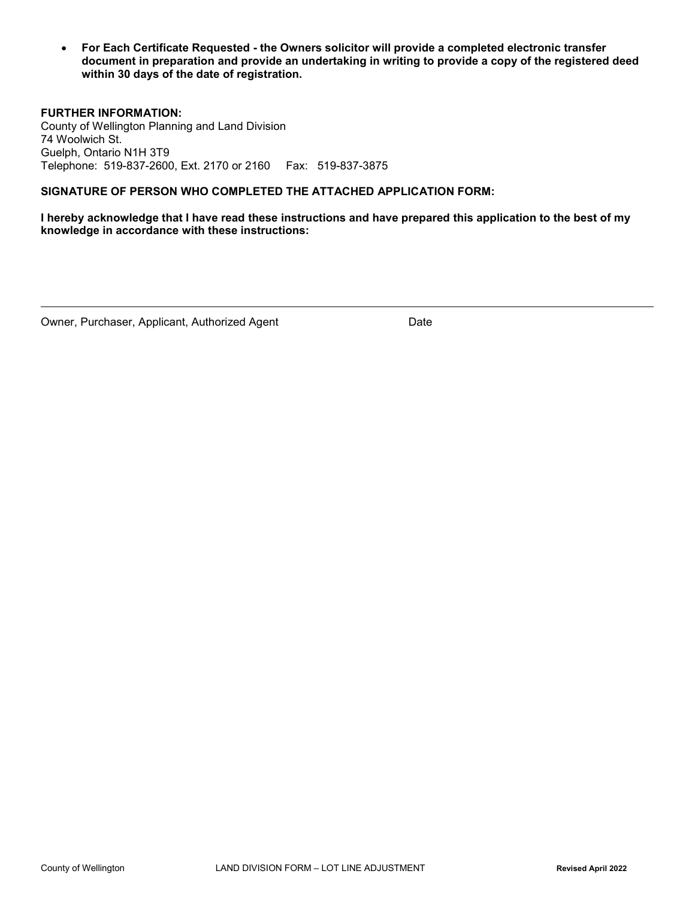- **For Each Certificate Requested - the Owners solicitor will provide a completed electronic transfer document in preparation and provide an undertaking in writing to provide a copy of the registered deed within 30 days of the date of registration.**

**FURTHER INFORMATION:**
County of Wellington Planning and Land Division
74 Woolwich St.
Guelph, Ontario N1H 3T9
Telephone: 519-837-2600, Ext. 2170 or 2160 Fax: 519-837-3875

**SIGNATURE OF PERSON WHO COMPLETED THE ATTACHED APPLICATION FORM:**

**I hereby acknowledge that I have read these instructions and have prepared this application to the best of my knowledge in accordance with these instructions:**

---

Owner, Purchaser, Applicant, Authorized Agent Date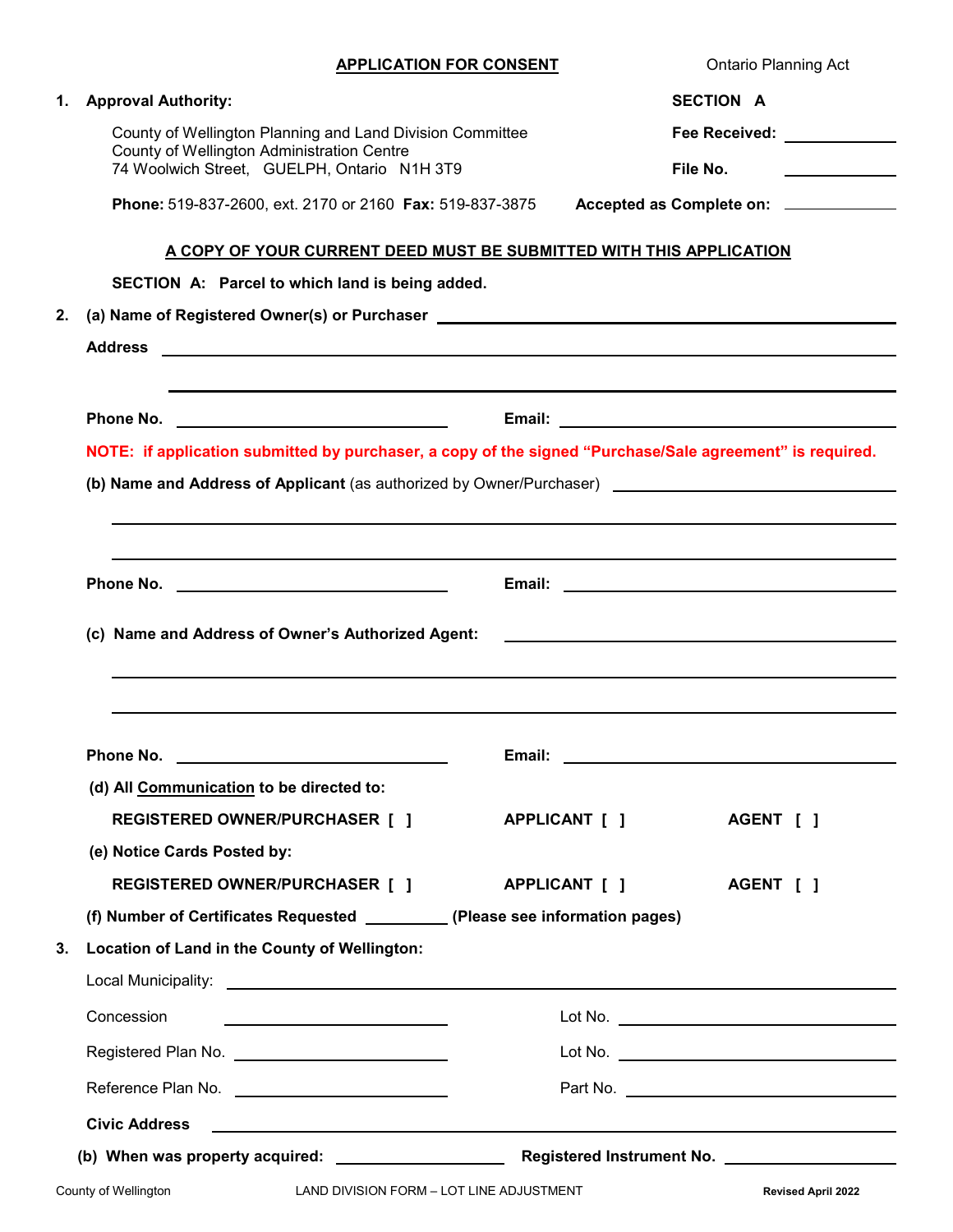**APPLICATION FOR CONSENT** — Ontario Planning Act

**1. Approval Authority:**

County of Wellington Planning and Land Division Committee
County of Wellington Administration Centre
74 Woolwich Street, GUELPH, Ontario N1H 3T9

**Phone:** 519-837-2600, ext. 2170 or 2160 **Fax:** 519-837-3875

**SECTION A**

**Fee Received:** ____________

**File No.** ____________

**Accepted as Complete on:** ____________

**A COPY OF YOUR CURRENT DEED MUST BE SUBMITTED WITH THIS APPLICATION**

**SECTION A: Parcel to which land is being added.**

**2. (a) Name of Registered Owner(s) or Purchaser** ______________________________

**Address** ______________________________

______________________________

**Phone No.** ____________ **Email:** ____________

**NOTE: if application submitted by purchaser, a copy of the signed "Purchase/Sale agreement" is required.**

**(b) Name and Address of Applicant** (as authorized by Owner/Purchaser) ______________________________

______________________________

______________________________

**Phone No.** ____________ **Email:** ____________

**(c) Name and Address of Owner's Authorized Agent:** ______________________________

______________________________

______________________________

**Phone No.** ____________ **Email:** ____________

**(d) All Communication to be directed to:**

**REGISTERED OWNER/PURCHASER [ ]** **APPLICANT [ ]** **AGENT [ ]**

**(e) Notice Cards Posted by:**

**REGISTERED OWNER/PURCHASER [ ]** **APPLICANT [ ]** **AGENT [ ]**

**(f) Number of Certificates Requested** ____________ **(Please see information pages)**

**3. Location of Land in the County of Wellington:**

Local Municipality: ______________________________

Concession ____________ Lot No. ____________

Registered Plan No. ____________ Lot No. ____________

Reference Plan No. ____________ Part No. ____________

**Civic Address** ______________________________

**(b) When was property acquired:** ____________ **Registered Instrument No.** ____________

County of Wellington — LAND DIVISION FORM – LOT LINE ADJUSTMENT — Revised April 2022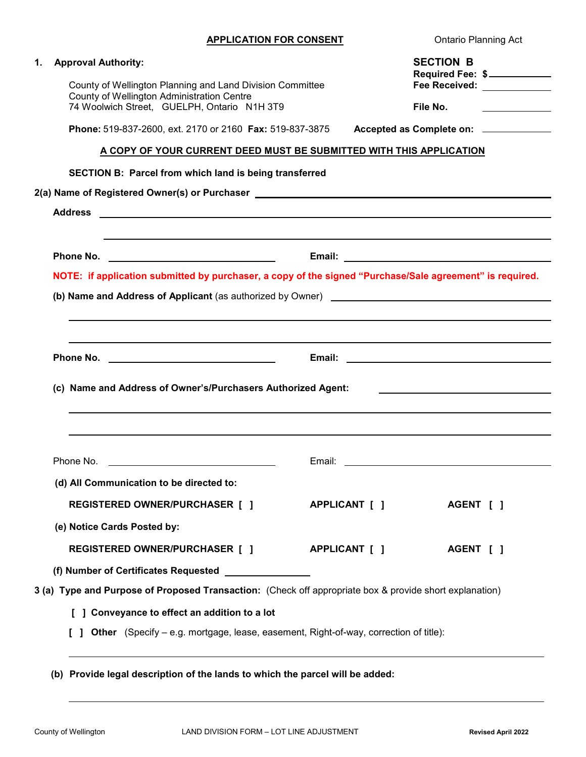**APPLICATION FOR CONSENT** — Ontario Planning Act

**1. Approval Authority:**

County of Wellington Planning and Land Division Committee
County of Wellington Administration Centre
74 Woolwich Street, GUELPH, Ontario N1H 3T9

**Phone:** 519-837-2600, ext. 2170 or 2160 **Fax:** 519-837-3875

**SECTION B**
**Required Fee: $** ____________
**Fee Received:** ____________
**File No.** ____________
**Accepted as Complete on:** ____________

**A COPY OF YOUR CURRENT DEED MUST BE SUBMITTED WITH THIS APPLICATION**

**SECTION B: Parcel from which land is being transferred**

**2(a) Name of Registered Owner(s) or Purchaser** ____________________________________________

**Address** ____________________________________________

____________________________________________

**Phone No.** ____________________ **Email:** ____________________

**NOTE: if application submitted by purchaser, a copy of the signed "Purchase/Sale agreement" is required.**

**(b) Name and Address of Applicant** (as authorized by Owner) ____________________________________________

____________________________________________

____________________________________________

**Phone No.** ____________________ **Email:** ____________________

**(c) Name and Address of Owner's/Purchasers Authorized Agent:** ____________________

____________________________________________

____________________________________________

Phone No. ____________________ Email: ____________________

**(d) All Communication to be directed to:**

**REGISTERED OWNER/PURCHASER [ ]** **APPLICANT [ ]** **AGENT [ ]**

**(e) Notice Cards Posted by:**

**REGISTERED OWNER/PURCHASER [ ]** **APPLICANT [ ]** **AGENT [ ]**

**(f) Number of Certificates Requested** ____________

**3 (a) Type and Purpose of Proposed Transaction:** (Check off appropriate box & provide short explanation)

**[ ] Conveyance to effect an addition to a lot**

**[ ] Other** (Specify – e.g. mortgage, lease, easement, Right-of-way, correction of title):

____________________________________________

**(b) Provide legal description of the lands to which the parcel will be added:**

____________________________________________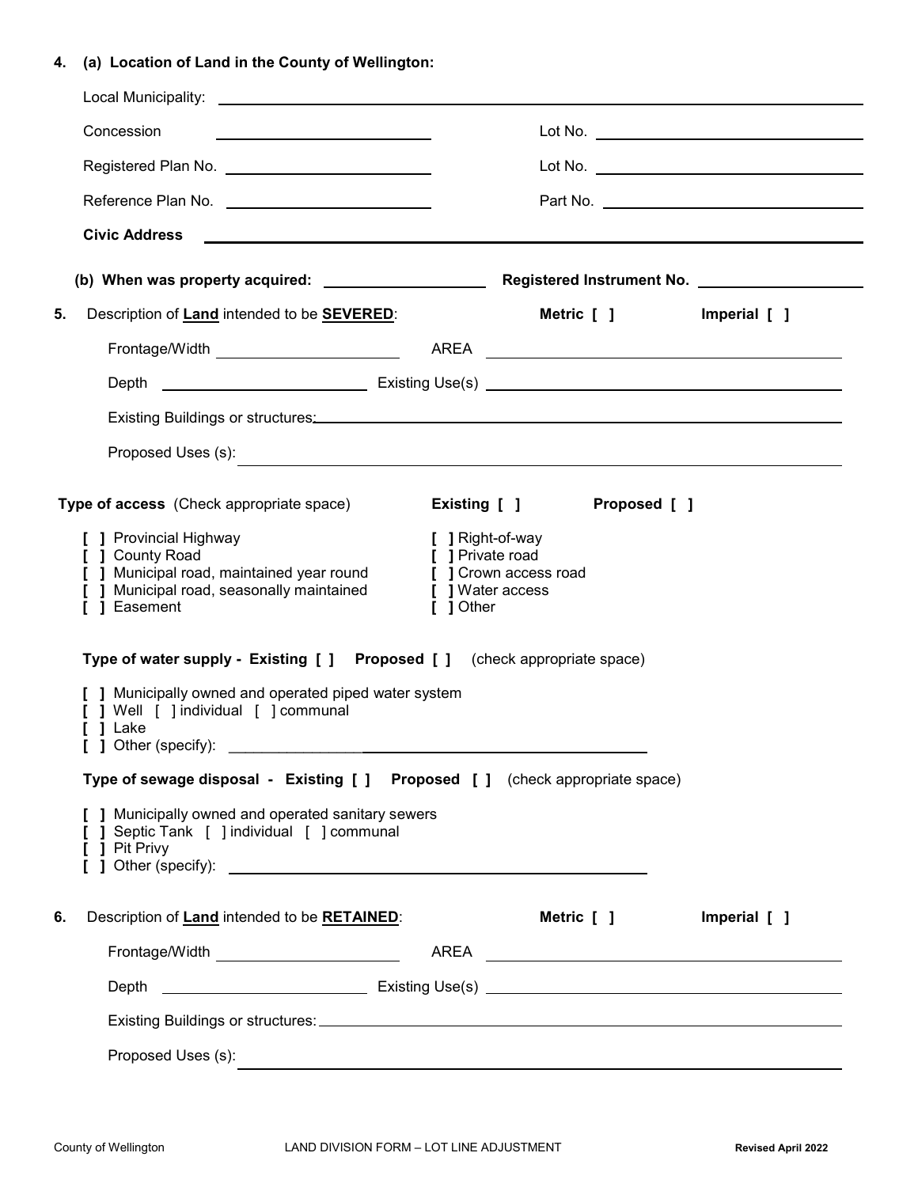**4. (a) Location of Land in the County of Wellington:**

Local Municipality: ____________________

Concession ____________________ Lot No. ____________________

Registered Plan No. ____________________ Lot No. ____________________

Reference Plan No. ____________________ Part No. ____________________

**Civic Address** ____________________

**(b) When was property acquired:** ____________________ **Registered Instrument No.** ____________________

**5.** Description of **Land** intended to be **SEVERED**: **Metric [ ]** **Imperial [ ]**

Frontage/Width ____________________ AREA ____________________

Depth ____________________ Existing Use(s) ____________________

Existing Buildings or structures: ____________________

Proposed Uses (s): ____________________

**Type of access** (Check appropriate space) **Existing [ ]** **Proposed [ ]**

- [ ] Provincial Highway
- [ ] County Road
- [ ] Municipal road, maintained year round
- [ ] Municipal road, seasonally maintained
- [ ] Easement
- [ ] Right-of-way
- [ ] Private road
- [ ] Crown access road
- [ ] Water access
- [ ] Other

**Type of water supply - Existing [ ] Proposed [ ]** (check appropriate space)

- [ ] Municipally owned and operated piped water system
- [ ] Well [ ] individual [ ] communal
- [ ] Lake
- [ ] Other (specify): ____________________

**Type of sewage disposal - Existing [ ] Proposed [ ]** (check appropriate space)

- [ ] Municipally owned and operated sanitary sewers
- [ ] Septic Tank [ ] individual [ ] communal
- [ ] Pit Privy
- [ ] Other (specify): ____________________

**6.** Description of **Land** intended to be **RETAINED**: **Metric [ ]** **Imperial [ ]**

Frontage/Width ____________________ AREA ____________________

Depth ____________________ Existing Use(s) ____________________

Existing Buildings or structures: ____________________

Proposed Uses (s): ____________________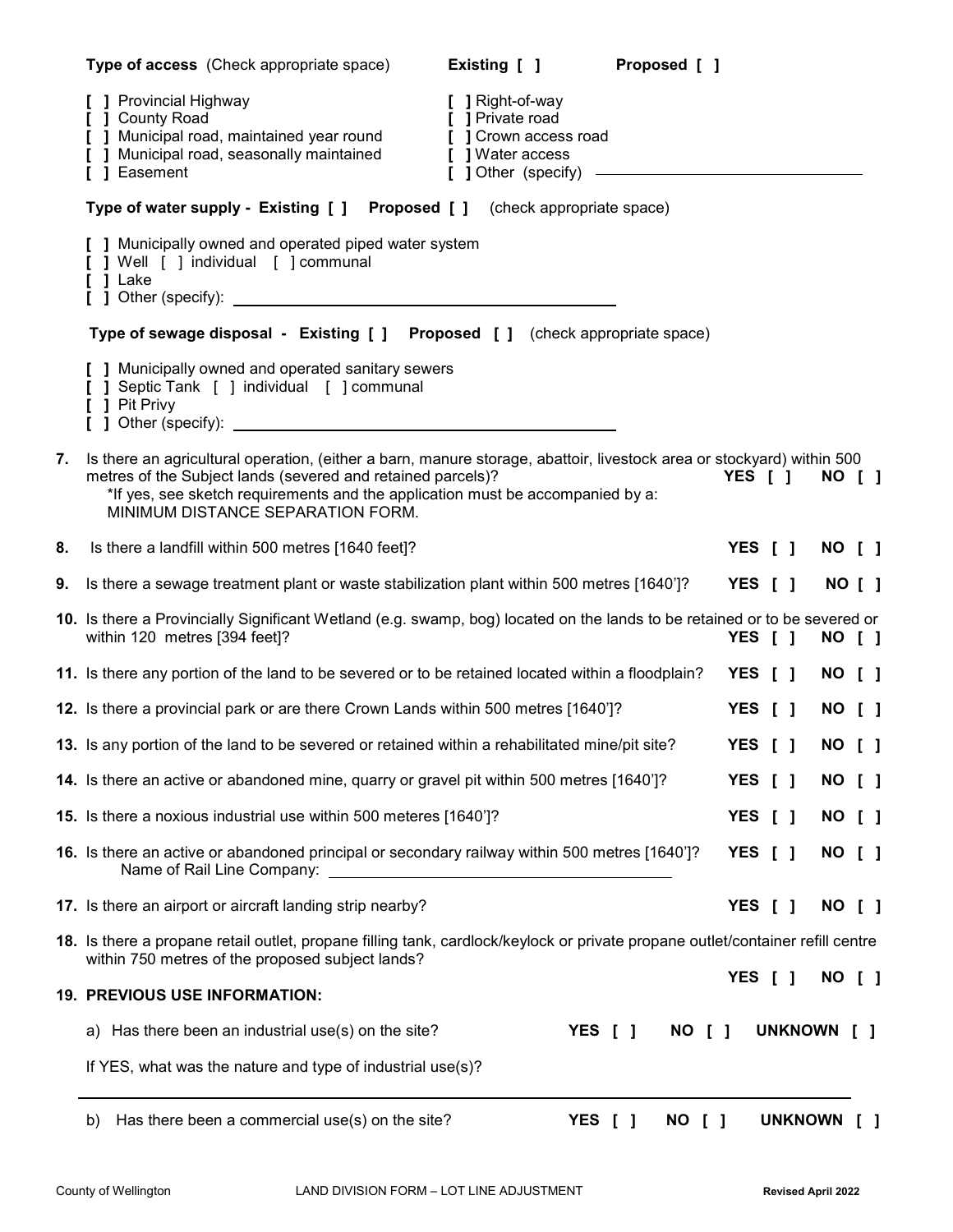**Type of access** (Check appropriate space) **Existing [ ]** **Proposed [ ]**

- [ ] Provincial Highway
- [ ] County Road
- [ ] Municipal road, maintained year round
- [ ] Municipal road, seasonally maintained
- [ ] Easement
- [ ] Right-of-way
- [ ] Private road
- [ ] Crown access road
- [ ] Water access
- [ ] Other (specify) ______________________________

**Type of water supply - Existing [ ] Proposed [ ]** (check appropriate space)

- [ ] Municipally owned and operated piped water system
- [ ] Well [ ] individual [ ] communal
- [ ] Lake
- [ ] Other (specify): ______________________________

**Type of sewage disposal - Existing [ ] Proposed [ ]** (check appropriate space)

- [ ] Municipally owned and operated sanitary sewers
- [ ] Septic Tank [ ] individual [ ] communal
- [ ] Pit Privy
- [ ] Other (specify): ______________________________

**7.** Is there an agricultural operation, (either a barn, manure storage, abattoir, livestock area or stockyard) within 500 metres of the Subject lands (severed and retained parcels)? **YES [ ] NO [ ]**
*If yes, see sketch requirements and the application must be accompanied by a: MINIMUM DISTANCE SEPARATION FORM.

**8.** Is there a landfill within 500 metres [1640 feet]? **YES [ ] NO [ ]**

**9.** Is there a sewage treatment plant or waste stabilization plant within 500 metres [1640']? **YES [ ] NO [ ]**

**10.** Is there a Provincially Significant Wetland (e.g. swamp, bog) located on the lands to be retained or to be severed or within 120 metres [394 feet]? **YES [ ] NO [ ]**

**11.** Is there any portion of the land to be severed or to be retained located within a floodplain? **YES [ ] NO [ ]**

**12.** Is there a provincial park or are there Crown Lands within 500 metres [1640']? **YES [ ] NO [ ]**

**13.** Is any portion of the land to be severed or retained within a rehabilitated mine/pit site? **YES [ ] NO [ ]**

**14.** Is there an active or abandoned mine, quarry or gravel pit within 500 metres [1640']? **YES [ ] NO [ ]**

**15.** Is there a noxious industrial use within 500 meteres [1640']? **YES [ ] NO [ ]**

**16.** Is there an active or abandoned principal or secondary railway within 500 metres [1640']? **YES [ ] NO [ ]**
Name of Rail Line Company: ______________________________

**17.** Is there an airport or aircraft landing strip nearby? **YES [ ] NO [ ]**

**18.** Is there a propane retail outlet, propane filling tank, cardlock/keylock or private propane outlet/container refill centre within 750 metres of the proposed subject lands? **YES [ ] NO [ ]**

**19. PREVIOUS USE INFORMATION:**

a) Has there been an industrial use(s) on the site? **YES [ ] NO [ ] UNKNOWN [ ]**

If YES, what was the nature and type of industrial use(s)?

______________________________________________________________

b) Has there been a commercial use(s) on the site? **YES [ ] NO [ ] UNKNOWN [ ]**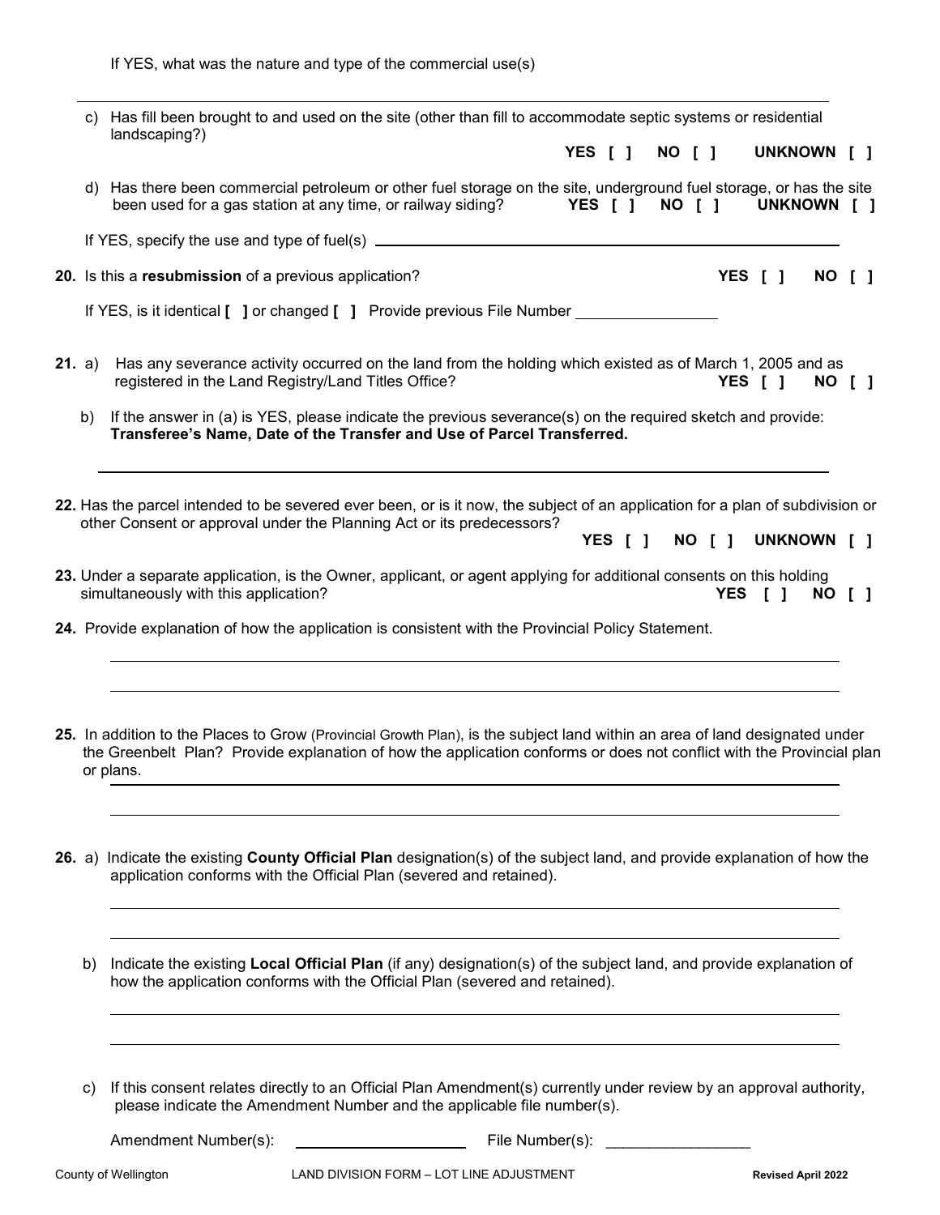If YES, what was the nature and type of the commercial use(s)

c) Has fill been brought to and used on the site (other than fill to accommodate septic systems or residential landscaping?)
YES [ ] NO [ ] UNKNOWN [ ]

d) Has there been commercial petroleum or other fuel storage on the site, underground fuel storage, or has the site been used for a gas station at any time, or railway siding? YES [ ] NO [ ] UNKNOWN [ ]

If YES, specify the use and type of fuel(s) ______________________________

**20.** Is this a **resubmission** of a previous application? YES [ ] NO [ ]

If YES, is it identical **[ ]** or changed **[ ]** Provide previous File Number ______________

**21.** a) Has any severance activity occurred on the land from the holding which existed as of March 1, 2005 and as registered in the Land Registry/Land Titles Office? YES [ ] NO [ ]

b) If the answer in (a) is YES, please indicate the previous severance(s) on the required sketch and provide: **Transferee's Name, Date of the Transfer and Use of Parcel Transferred.**

______________________________

**22.** Has the parcel intended to be severed ever been, or is it now, the subject of an application for a plan of subdivision or other Consent or approval under the Planning Act or its predecessors?
YES [ ] NO [ ] UNKNOWN [ ]

**23.** Under a separate application, is the Owner, applicant, or agent applying for additional consents on this holding simultaneously with this application? YES [ ] NO [ ]

**24.** Provide explanation of how the application is consistent with the Provincial Policy Statement.

______________________________

______________________________

**25.** In addition to the Places to Grow (Provincial Growth Plan), is the subject land within an area of land designated under the Greenbelt Plan? Provide explanation of how the application conforms or does not conflict with the Provincial plan or plans.

______________________________

______________________________

**26.** a) Indicate the existing **County Official Plan** designation(s) of the subject land, and provide explanation of how the application conforms with the Official Plan (severed and retained).

______________________________

______________________________

b) Indicate the existing **Local Official Plan** (if any) designation(s) of the subject land, and provide explanation of how the application conforms with the Official Plan (severed and retained).

______________________________

______________________________

c) If this consent relates directly to an Official Plan Amendment(s) currently under review by an approval authority, please indicate the Amendment Number and the applicable file number(s).

Amendment Number(s): ______________ File Number(s): ______________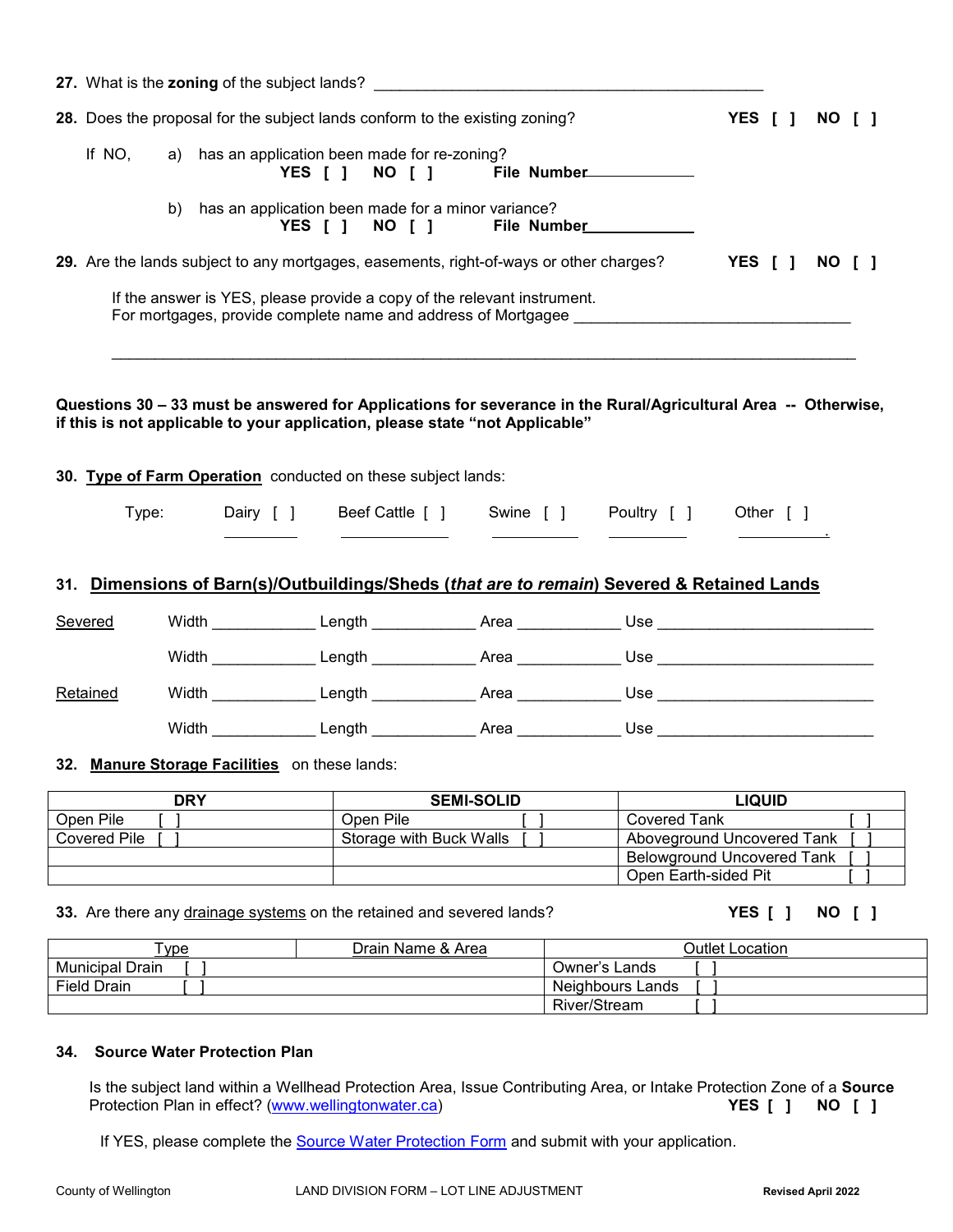**27.** What is the **zoning** of the subject lands? ______________________________________________

**28.** Does the proposal for the subject lands conform to the existing zoning? **YES [ ] NO [ ]**

If NO, a) has an application been made for re-zoning?
**YES [ ] NO [ ] File Number**____________

b) has an application been made for a minor variance?
**YES [ ] NO [ ] File Number**____________

**29.** Are the lands subject to any mortgages, easements, right-of-ways or other charges? **YES [ ] NO [ ]**

If the answer is YES, please provide a copy of the relevant instrument.
For mortgages, provide complete name and address of Mortgagee ________________________________

_____________________________________________________________________________________

**Questions 30 – 33 must be answered for Applications for severance in the Rural/Agricultural Area -- Otherwise, if this is not applicable to your application, please state "not Applicable"**

**30. Type of Farm Operation** conducted on these subject lands:

Type: Dairy [ ] Beef Cattle [ ] Swine [ ] Poultry [ ] Other [ ]

**31. Dimensions of Barn(s)/Outbuildings/Sheds (*that are to remain*) Severed & Retained Lands**

Severed Width ____________ Length ____________ Area ____________ Use ________________________

Width ____________ Length ____________ Area ____________ Use ________________________

Retained Width ____________ Length ____________ Area ____________ Use ________________________

Width ____________ Length ____________ Area ____________ Use ________________________

**32. Manure Storage Facilities** on these lands:

| DRY | SEMI-SOLID | LIQUID |
|---|---|---|
| Open Pile [ ] | Open Pile [ ] | Covered Tank [ ] |
| Covered Pile [ ] | Storage with Buck Walls [ ] | Aboveground Uncovered Tank [ ] |
| | | Belowground Uncovered Tank [ ] |
| | | Open Earth-sided Pit [ ] |

**33.** Are there any drainage systems on the retained and severed lands? **YES [ ] NO [ ]**

| Type | Drain Name & Area | Outlet Location |
|---|---|---|
| Municipal Drain [ ] | | Owner's Lands [ ] |
| Field Drain [ ] | | Neighbours Lands [ ] |
| | | River/Stream [ ] |

**34. Source Water Protection Plan**

Is the subject land within a Wellhead Protection Area, Issue Contributing Area, or Intake Protection Zone of a **Source** Protection Plan in effect? (www.wellingtonwater.ca) **YES [ ] NO [ ]**

If YES, please complete the Source Water Protection Form and submit with your application.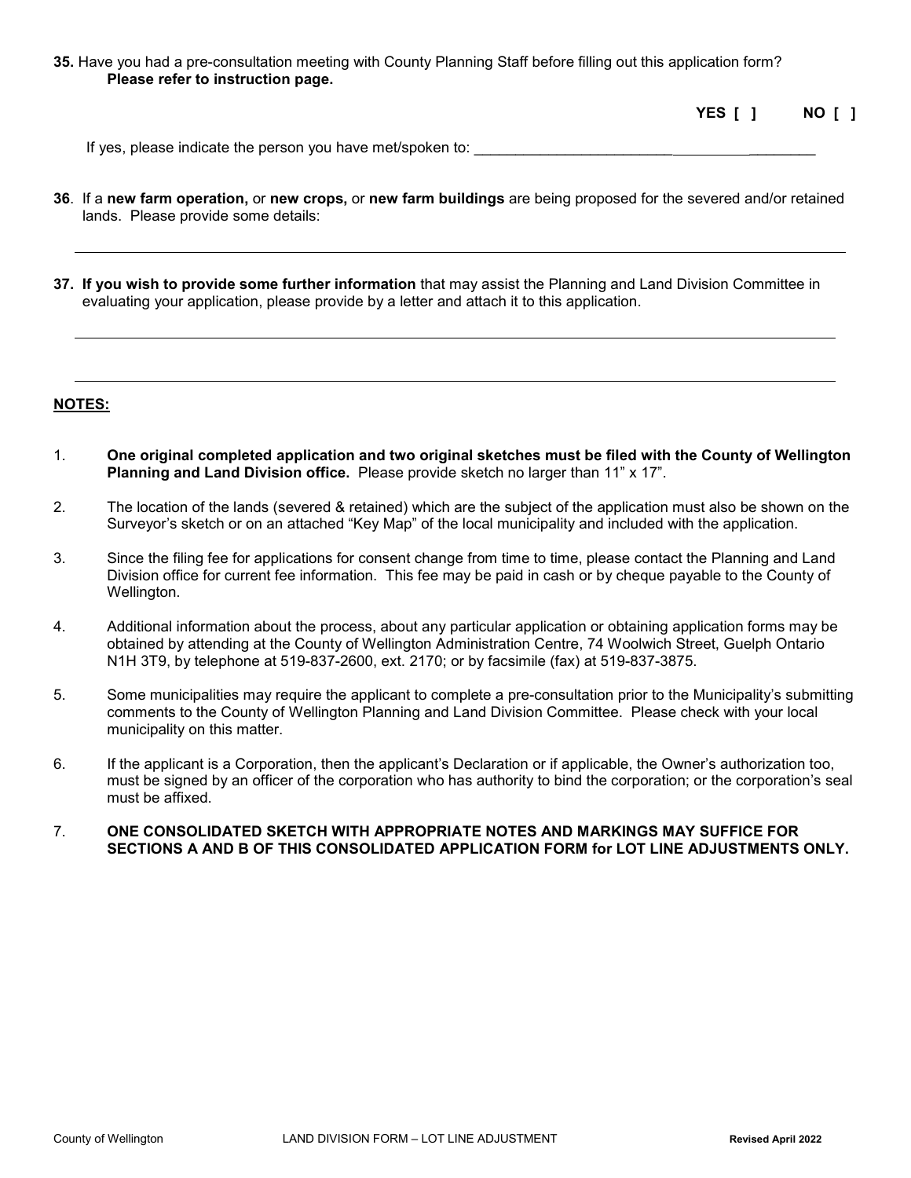**35.** Have you had a pre-consultation meeting with County Planning Staff before filling out this application form? **Please refer to instruction page.**

**YES [ ]** **NO [ ]**

If yes, please indicate the person you have met/spoken to: ___________________________________________

**36**. If a **new farm operation,** or **new crops,** or **new farm buildings** are being proposed for the severed and/or retained lands. Please provide some details:

_______________________________________________________________________________

**37. If you wish to provide some further information** that may assist the Planning and Land Division Committee in evaluating your application, please provide by a letter and attach it to this application.

_______________________________________________________________________________

_______________________________________________________________________________

**NOTES:**

1. **One original completed application and two original sketches must be filed with the County of Wellington Planning and Land Division office.** Please provide sketch no larger than 11" x 17".
2. The location of the lands (severed & retained) which are the subject of the application must also be shown on the Surveyor's sketch or on an attached "Key Map" of the local municipality and included with the application.
3. Since the filing fee for applications for consent change from time to time, please contact the Planning and Land Division office for current fee information. This fee may be paid in cash or by cheque payable to the County of Wellington.
4. Additional information about the process, about any particular application or obtaining application forms may be obtained by attending at the County of Wellington Administration Centre, 74 Woolwich Street, Guelph Ontario N1H 3T9, by telephone at 519-837-2600, ext. 2170; or by facsimile (fax) at 519-837-3875.
5. Some municipalities may require the applicant to complete a pre-consultation prior to the Municipality's submitting comments to the County of Wellington Planning and Land Division Committee. Please check with your local municipality on this matter.
6. If the applicant is a Corporation, then the applicant's Declaration or if applicable, the Owner's authorization too, must be signed by an officer of the corporation who has authority to bind the corporation; or the corporation's seal must be affixed.
7. **ONE CONSOLIDATED SKETCH WITH APPROPRIATE NOTES AND MARKINGS MAY SUFFICE FOR SECTIONS A AND B OF THIS CONSOLIDATED APPLICATION FORM for LOT LINE ADJUSTMENTS ONLY.**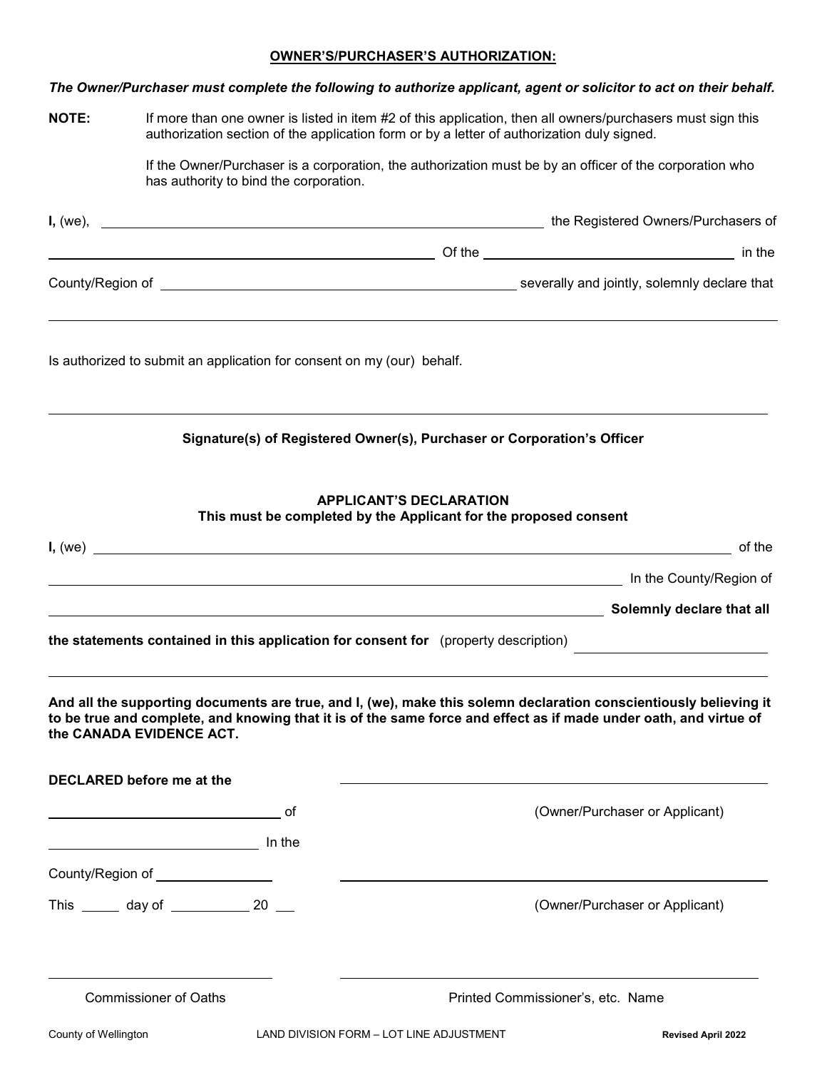**OWNER'S/PURCHASER'S AUTHORIZATION:**

***The Owner/Purchaser must complete the following to authorize applicant, agent or solicitor to act on their behalf.***

**NOTE:** If more than one owner is listed in item #2 of this application, then all owners/purchasers must sign this authorization section of the application form or by a letter of authorization duly signed.

If the Owner/Purchaser is a corporation, the authorization must be by an officer of the corporation who has authority to bind the corporation.

**I,** (we), \_\_\_\_\_\_\_\_\_\_\_\_\_\_\_\_\_\_\_\_\_\_\_\_\_\_\_\_\_\_\_\_\_\_\_\_\_\_\_\_ the Registered Owners/Purchasers of

\_\_\_\_\_\_\_\_\_\_\_\_\_\_\_\_\_\_\_\_\_\_\_\_\_\_\_\_\_\_\_\_\_\_\_\_\_\_\_\_ Of the \_\_\_\_\_\_\_\_\_\_\_\_\_\_\_\_\_\_\_\_\_\_\_\_ in the

County/Region of \_\_\_\_\_\_\_\_\_\_\_\_\_\_\_\_\_\_\_\_\_\_\_\_\_\_\_\_\_\_\_\_\_\_ severally and jointly, solemnly declare that

\_\_\_\_\_\_\_\_\_\_\_\_\_\_\_\_\_\_\_\_\_\_\_\_\_\_\_\_\_\_\_\_\_\_\_\_\_\_\_\_\_\_\_\_\_\_\_\_\_\_\_\_\_\_\_\_\_\_\_\_\_\_\_\_\_\_\_\_

Is authorized to submit an application for consent on my (our) behalf.

\_\_\_\_\_\_\_\_\_\_\_\_\_\_\_\_\_\_\_\_\_\_\_\_\_\_\_\_\_\_\_\_\_\_\_\_\_\_\_\_\_\_\_\_\_\_\_\_\_\_\_\_\_\_\_\_\_\_\_\_\_\_\_\_\_\_\_\_

**Signature(s) of Registered Owner(s), Purchaser or Corporation's Officer**

**APPLICANT'S DECLARATION**
**This must be completed by the Applicant for the proposed consent**

**I,** (we) \_\_\_\_\_\_\_\_\_\_\_\_\_\_\_\_\_\_\_\_\_\_\_\_\_\_\_\_\_\_\_\_\_\_\_\_\_\_\_\_\_\_\_\_\_\_\_\_\_\_\_\_\_\_\_\_ of the

\_\_\_\_\_\_\_\_\_\_\_\_\_\_\_\_\_\_\_\_\_\_\_\_\_\_\_\_\_\_\_\_\_\_\_\_\_\_\_\_\_\_\_\_\_\_\_\_\_\_\_\_\_\_ In the County/Region of

\_\_\_\_\_\_\_\_\_\_\_\_\_\_\_\_\_\_\_\_\_\_\_\_\_\_\_\_\_\_\_\_\_\_\_\_\_\_\_\_\_\_\_\_\_\_\_\_\_\_\_\_\_\_ **Solemnly declare that all**

**the statements contained in this application for consent for** (property description) \_\_\_\_\_\_\_\_\_\_\_\_\_\_\_\_\_\_

\_\_\_\_\_\_\_\_\_\_\_\_\_\_\_\_\_\_\_\_\_\_\_\_\_\_\_\_\_\_\_\_\_\_\_\_\_\_\_\_\_\_\_\_\_\_\_\_\_\_\_\_\_\_\_\_\_\_\_\_\_\_\_\_\_\_\_\_

**And all the supporting documents are true, and I, (we), make this solemn declaration conscientiously believing it to be true and complete, and knowing that it is of the same force and effect as if made under oath, and virtue of the CANADA EVIDENCE ACT.**

**DECLARED before me at the** \_\_\_\_\_\_\_\_\_\_\_\_\_\_\_\_\_\_\_\_\_\_\_\_\_\_\_\_\_\_\_\_\_\_

\_\_\_\_\_\_\_\_\_\_\_\_\_\_\_\_\_\_\_\_ of (Owner/Purchaser or Applicant)

\_\_\_\_\_\_\_\_\_\_\_\_\_\_\_\_\_\_\_\_ In the

County/Region of \_\_\_\_\_\_\_\_\_\_ \_\_\_\_\_\_\_\_\_\_\_\_\_\_\_\_\_\_\_\_\_\_\_\_\_\_\_\_\_\_\_\_\_\_

This \_\_\_\_\_ day of \_\_\_\_\_\_\_\_\_\_ 20 \_\_\_ (Owner/Purchaser or Applicant)

\_\_\_\_\_\_\_\_\_\_\_\_\_\_\_\_\_\_\_\_ \_\_\_\_\_\_\_\_\_\_\_\_\_\_\_\_\_\_\_\_\_\_\_\_\_\_\_\_\_\_\_\_\_\_

Commissioner of Oaths Printed Commissioner's, etc. Name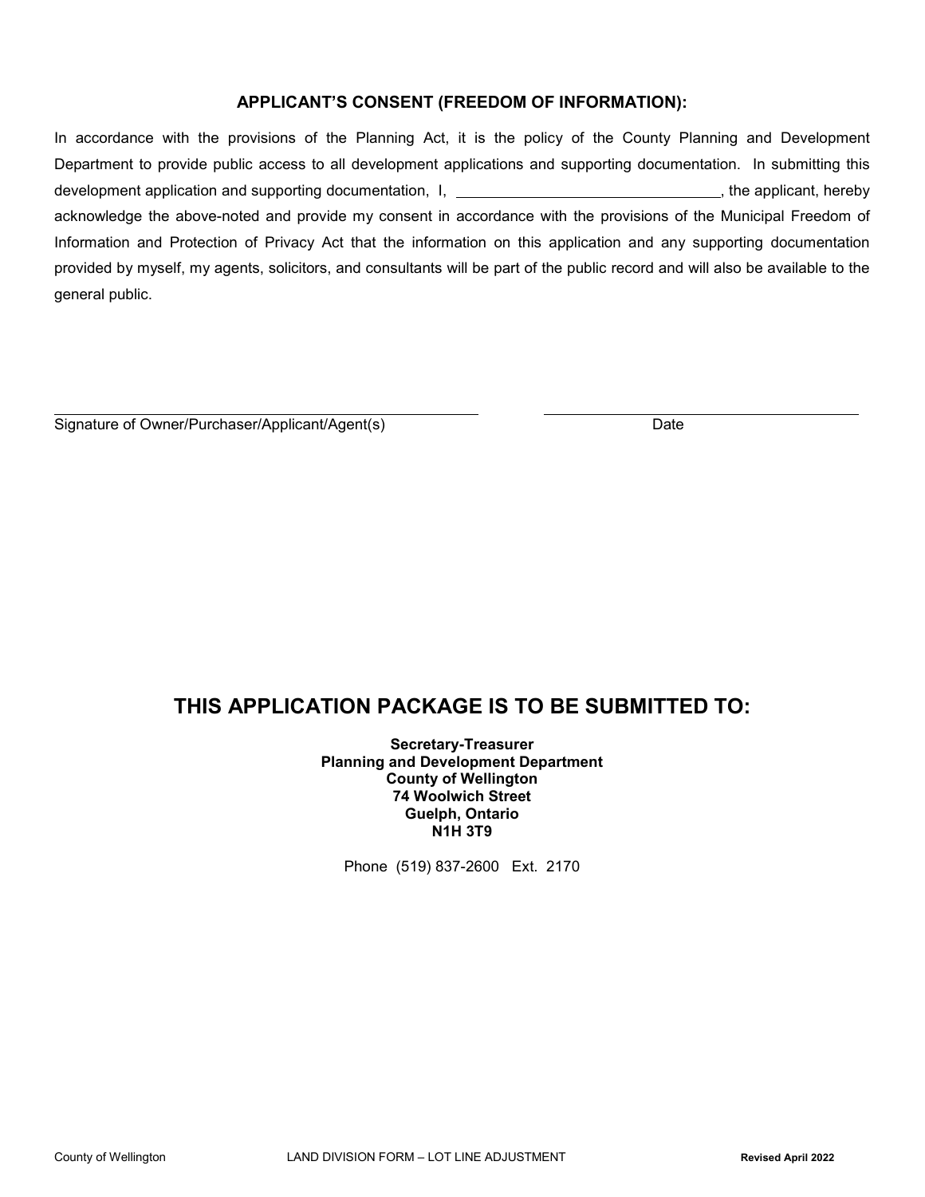### APPLICANT'S CONSENT (FREEDOM OF INFORMATION):

In accordance with the provisions of the Planning Act, it is the policy of the County Planning and Development Department to provide public access to all development applications and supporting documentation. In submitting this development application and supporting documentation, I, ________________________________, the applicant, hereby acknowledge the above-noted and provide my consent in accordance with the provisions of the Municipal Freedom of Information and Protection of Privacy Act that the information on this application and any supporting documentation provided by myself, my agents, solicitors, and consultants will be part of the public record and will also be available to the general public.

______________________________________________ ______________________________

Signature of Owner/Purchaser/Applicant/Agent(s) Date

## THIS APPLICATION PACKAGE IS TO BE SUBMITTED TO:

**Secretary-Treasurer**
**Planning and Development Department**
**County of Wellington**
**74 Woolwich Street**
**Guelph, Ontario**
**N1H 3T9**

Phone (519) 837-2600 Ext. 2170